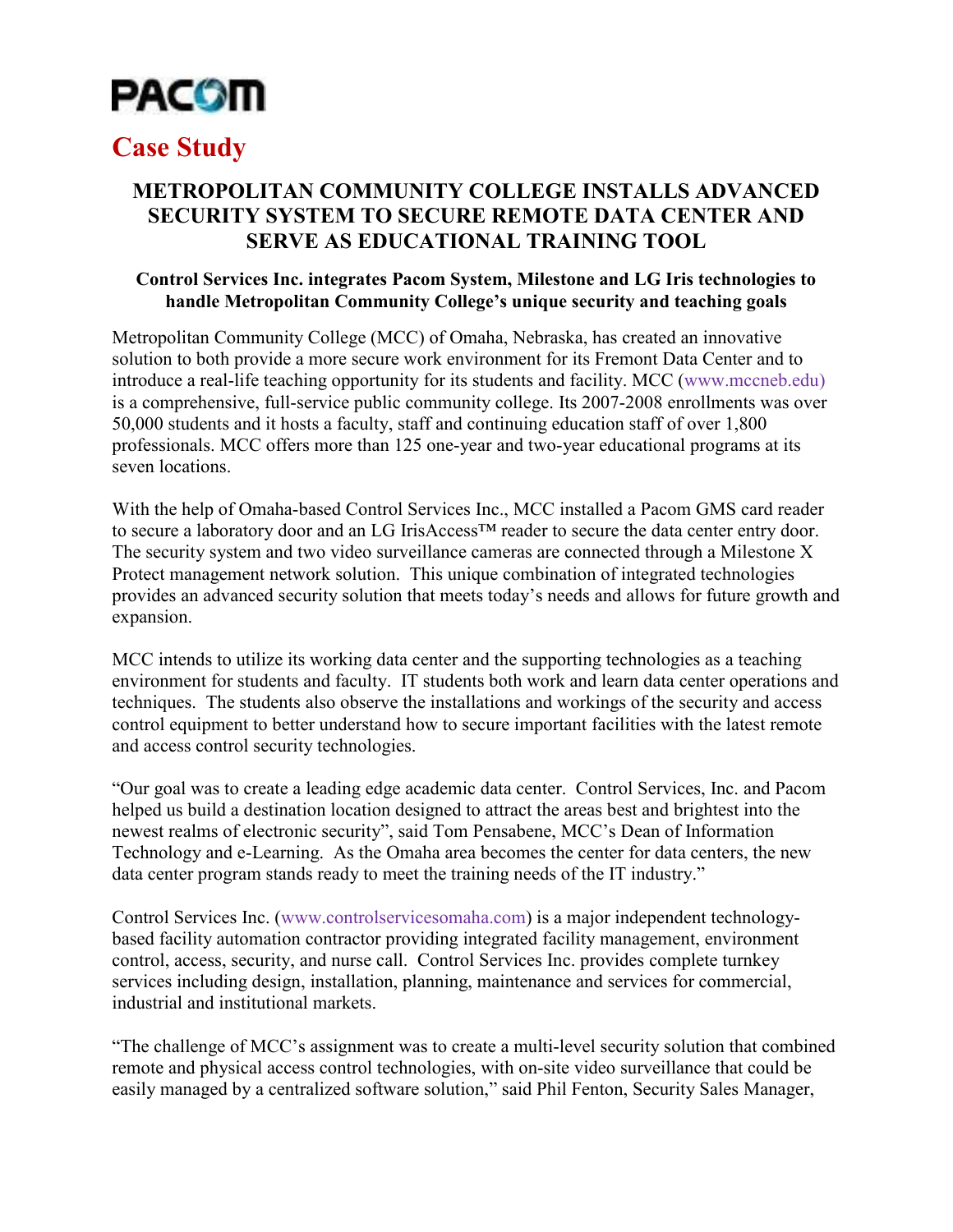# PACOM

## Case Study

### METROPOLITAN COMMUNITY COLLEGE INSTALLS ADVANCED SECURITY SYSTEM TO SECURE REMOTE DATA CENTER AND SERVE AS EDUCATIONAL TRAINING TOOL

**Control Services Inc. integrates Pacom System, Milestone and LG Iris technologies to handle Metropolitan Community College's unique security and teaching goals**

Metropolitan Community College (MCC) of Omaha, Nebraska, has created an innovative solution to both provide a more secure work environment for its Fremont Data Center and to introduce a real-life teaching opportunity for its students and facility. MCC (www.mccneb.edu) is a comprehensive, full-service public community college. Its 2007-2008 enrollments was over 50,000 students and it hosts a faculty, staff and continuing education staff of over 1,800 professionals. MCC offers more than 125 one-year and two-year educational programs at its seven locations.

With the help of Omaha-based Control Services Inc., MCC installed a Pacom GMS card reader to secure a laboratory door and an LG IrisAccess™ reader to secure the data center entry door. The security system and two video surveillance cameras are connected through a Milestone X Protect management network solution. This unique combination of integrated technologies provides an advanced security solution that meets today's needs and allows for future growth and expansion.

MCC intends to utilize its working data center and the supporting technologies as a teaching environment for students and faculty. IT students both work and learn data center operations and techniques. The students also observe the installations and workings of the security and access control equipment to better understand how to secure important facilities with the latest remote and access control security technologies.

"Our goal was to create a leading edge academic data center. Control Services, Inc. and Pacom helped us build a destination location designed to attract the areas best and brightest into the newest realms of electronic security", said Tom Pensabene, MCC's Dean of Information Technology and e-Learning. As the Omaha area becomes the center for data centers, the new data center program stands ready to meet the training needs of the IT industry."

Control Services Inc. (www.controlservicesomaha.com) is a major independent technology-based facility automation contractor providing integrated facility management, environment control, access, security, and nurse call. Control Services Inc. provides complete turnkey services including design, installation, planning, maintenance and services for commercial, industrial and institutional markets.

"The challenge of MCC's assignment was to create a multi-level security solution that combined remote and physical access control technologies, with on-site video surveillance that could be easily managed by a centralized software solution," said Phil Fenton, Security Sales Manager,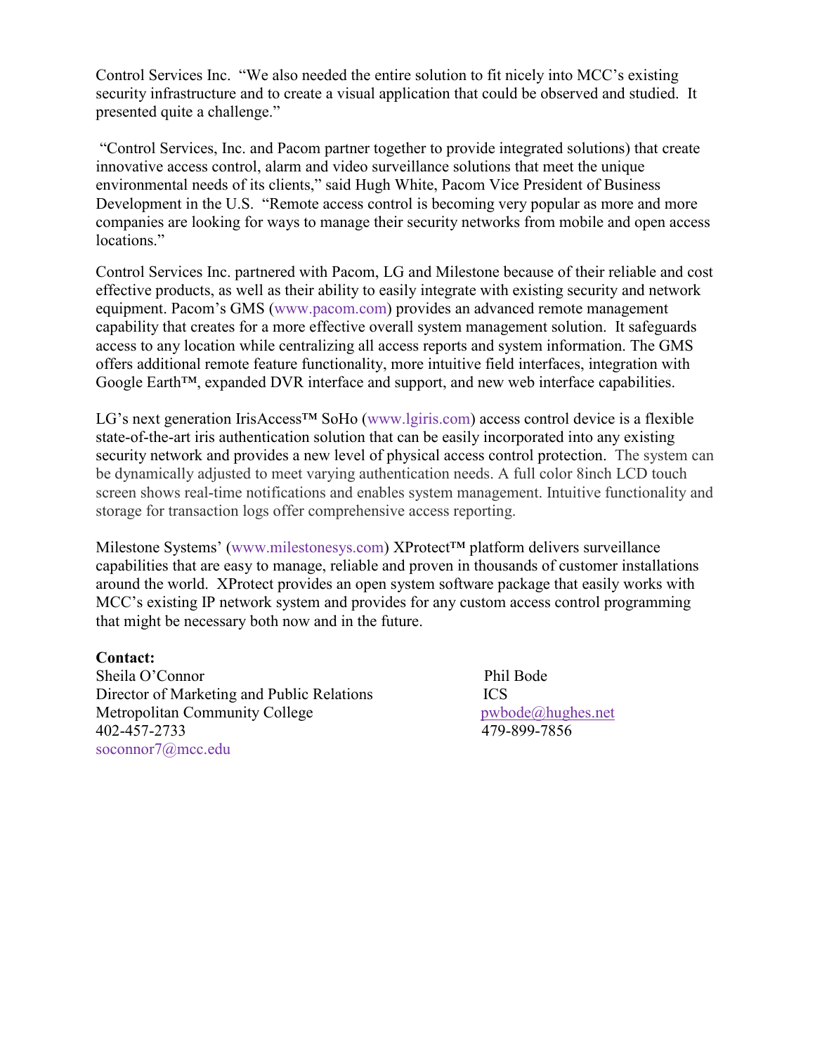Control Services Inc. "We also needed the entire solution to fit nicely into MCC's existing security infrastructure and to create a visual application that could be observed and studied. It presented quite a challenge."

"Control Services, Inc. and Pacom partner together to provide integrated solutions) that create innovative access control, alarm and video surveillance solutions that meet the unique environmental needs of its clients," said Hugh White, Pacom Vice President of Business Development in the U.S. "Remote access control is becoming very popular as more and more companies are looking for ways to manage their security networks from mobile and open access locations."

Control Services Inc. partnered with Pacom, LG and Milestone because of their reliable and cost effective products, as well as their ability to easily integrate with existing security and network equipment. Pacom's GMS (www.pacom.com) provides an advanced remote management capability that creates for a more effective overall system management solution. It safeguards access to any location while centralizing all access reports and system information. The GMS offers additional remote feature functionality, more intuitive field interfaces, integration with Google Earth™, expanded DVR interface and support, and new web interface capabilities.

LG's next generation IrisAccess™ SoHo (www.lgiris.com) access control device is a flexible state-of-the-art iris authentication solution that can be easily incorporated into any existing security network and provides a new level of physical access control protection. The system can be dynamically adjusted to meet varying authentication needs. A full color 8inch LCD touch screen shows real-time notifications and enables system management. Intuitive functionality and storage for transaction logs offer comprehensive access reporting.

Milestone Systems' (www.milestonesys.com) XProtect™ platform delivers surveillance capabilities that are easy to manage, reliable and proven in thousands of customer installations around the world. XProtect provides an open system software package that easily works with MCC's existing IP network system and provides for any custom access control programming that might be necessary both now and in the future.

**Contact:**

Sheila O'Connor
Director of Marketing and Public Relations
Metropolitan Community College
402-457-2733
soconnor7@mcc.edu

Phil Bode
ICS
pwbode@hughes.net
479-899-7856